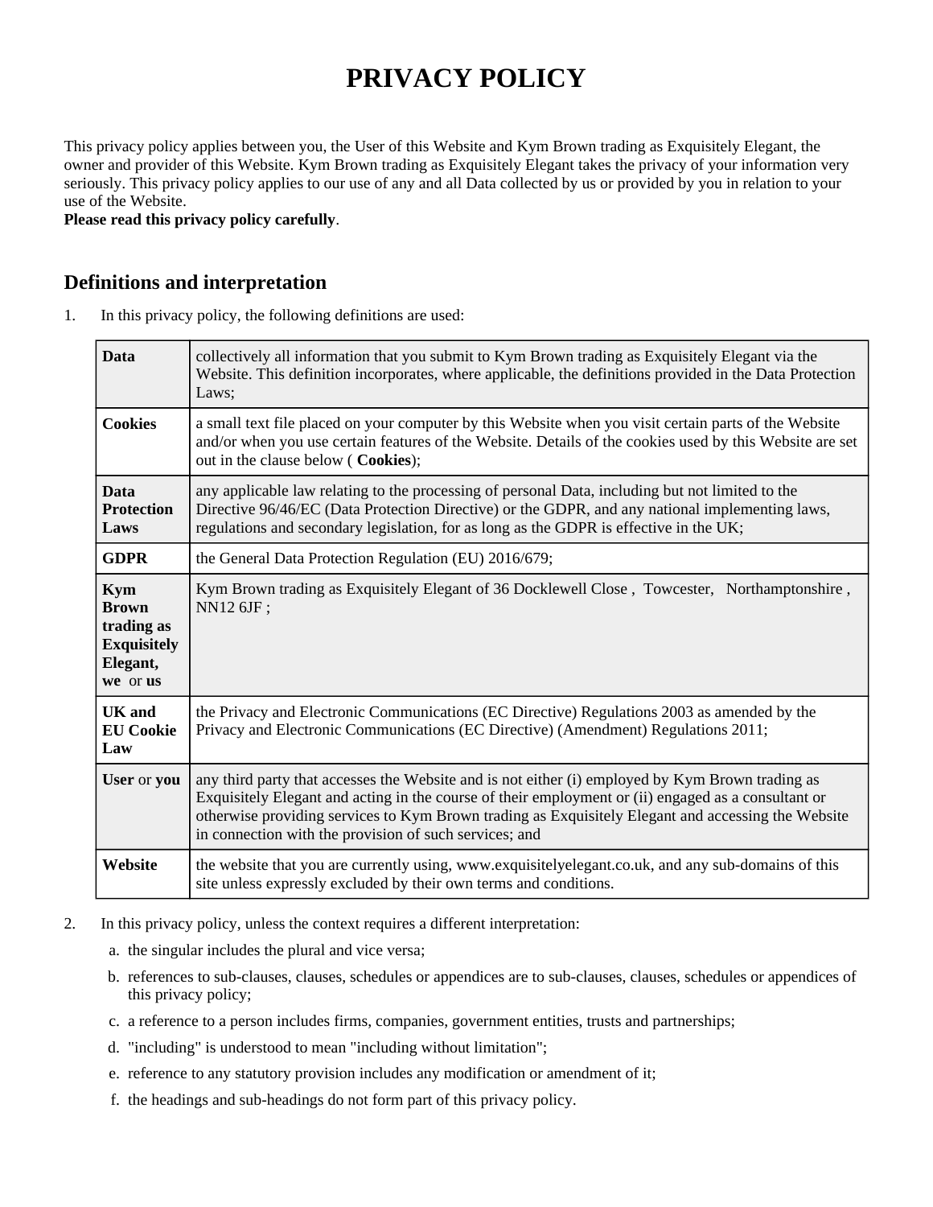# PRIVACY POLICY

This privacy policy applies between you, the User of this Website and Kym Brown trading as Exquisitely Elegant, the owner and provider of this Website. Kym Brown trading as Exquisitely Elegant takes the privacy of your information very seriously. This privacy policy applies to our use of any and all Data collected by us or provided by you in relation to your use of the Website.

**Please read this privacy policy carefully**.

## Definitions and interpretation

1. In this privacy policy, the following definitions are used:

| | |
|---|---|
| **Data** | collectively all information that you submit to Kym Brown trading as Exquisitely Elegant via the Website. This definition incorporates, where applicable, the definitions provided in the Data Protection Laws; |
| **Cookies** | a small text file placed on your computer by this Website when you visit certain parts of the Website and/or when you use certain features of the Website. Details of the cookies used by this Website are set out in the clause below ( **Cookies**); |
| **Data Protection Laws** | any applicable law relating to the processing of personal Data, including but not limited to the Directive 96/46/EC (Data Protection Directive) or the GDPR, and any national implementing laws, regulations and secondary legislation, for as long as the GDPR is effective in the UK; |
| **GDPR** | the General Data Protection Regulation (EU) 2016/679; |
| **Kym Brown trading as Exquisitely Elegant, we** or **us** | Kym Brown trading as Exquisitely Elegant of 36 Docklewell Close , Towcester, Northamptonshire , NN12 6JF ; |
| **UK and EU Cookie Law** | the Privacy and Electronic Communications (EC Directive) Regulations 2003 as amended by the Privacy and Electronic Communications (EC Directive) (Amendment) Regulations 2011; |
| **User** or **you** | any third party that accesses the Website and is not either (i) employed by Kym Brown trading as Exquisitely Elegant and acting in the course of their employment or (ii) engaged as a consultant or otherwise providing services to Kym Brown trading as Exquisitely Elegant and accessing the Website in connection with the provision of such services; and |
| **Website** | the website that you are currently using, www.exquisitelyelegant.co.uk, and any sub-domains of this site unless expressly excluded by their own terms and conditions. |

2. In this privacy policy, unless the context requires a different interpretation:
   a. the singular includes the plural and vice versa;
   b. references to sub-clauses, clauses, schedules or appendices are to sub-clauses, clauses, schedules or appendices of this privacy policy;
   c. a reference to a person includes firms, companies, government entities, trusts and partnerships;
   d. "including" is understood to mean "including without limitation";
   e. reference to any statutory provision includes any modification or amendment of it;
   f. the headings and sub-headings do not form part of this privacy policy.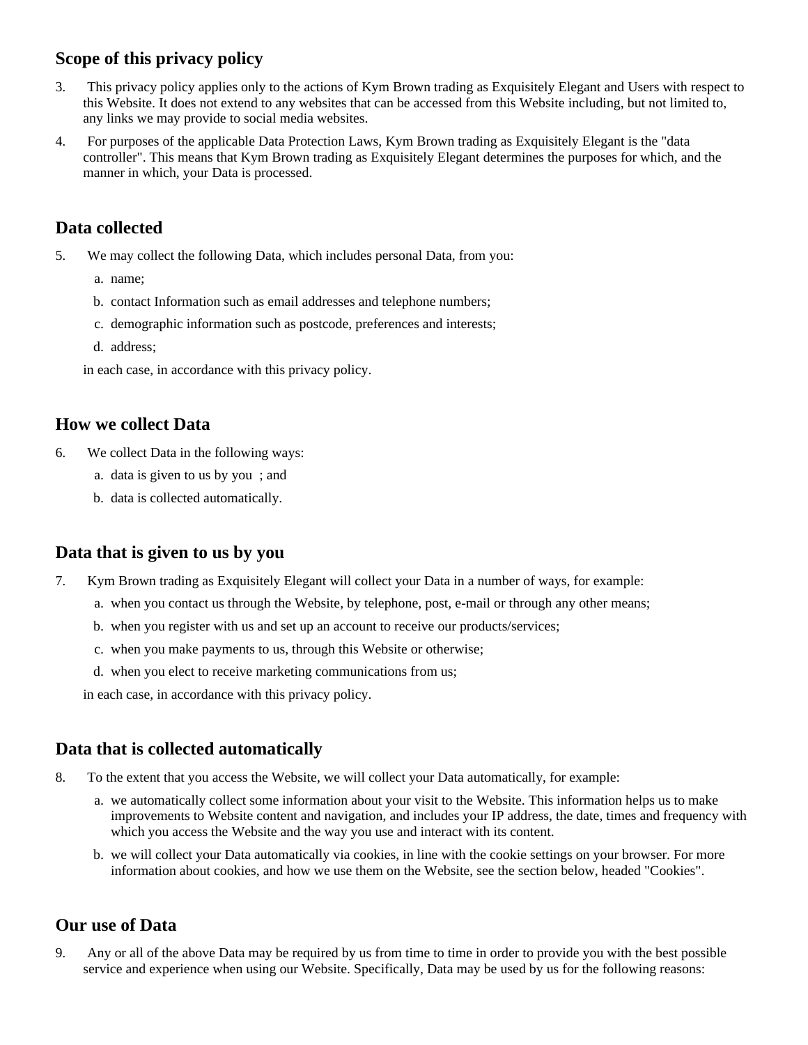## Scope of this privacy policy

3. This privacy policy applies only to the actions of Kym Brown trading as Exquisitely Elegant and Users with respect to this Website. It does not extend to any websites that can be accessed from this Website including, but not limited to, any links we may provide to social media websites.
4. For purposes of the applicable Data Protection Laws, Kym Brown trading as Exquisitely Elegant is the "data controller". This means that Kym Brown trading as Exquisitely Elegant determines the purposes for which, and the manner in which, your Data is processed.

## Data collected

5. We may collect the following Data, which includes personal Data, from you:
   a. name;
   b. contact Information such as email addresses and telephone numbers;
   c. demographic information such as postcode, preferences and interests;
   d. address;

   in each case, in accordance with this privacy policy.

## How we collect Data

6. We collect Data in the following ways:
   a. data is given to us by you ; and
   b. data is collected automatically.

## Data that is given to us by you

7. Kym Brown trading as Exquisitely Elegant will collect your Data in a number of ways, for example:
   a. when you contact us through the Website, by telephone, post, e-mail or through any other means;
   b. when you register with us and set up an account to receive our products/services;
   c. when you make payments to us, through this Website or otherwise;
   d. when you elect to receive marketing communications from us;

   in each case, in accordance with this privacy policy.

## Data that is collected automatically

8. To the extent that you access the Website, we will collect your Data automatically, for example:
   a. we automatically collect some information about your visit to the Website. This information helps us to make improvements to Website content and navigation, and includes your IP address, the date, times and frequency with which you access the Website and the way you use and interact with its content.
   b. we will collect your Data automatically via cookies, in line with the cookie settings on your browser. For more information about cookies, and how we use them on the Website, see the section below, headed "Cookies".

## Our use of Data

9. Any or all of the above Data may be required by us from time to time in order to provide you with the best possible service and experience when using our Website. Specifically, Data may be used by us for the following reasons: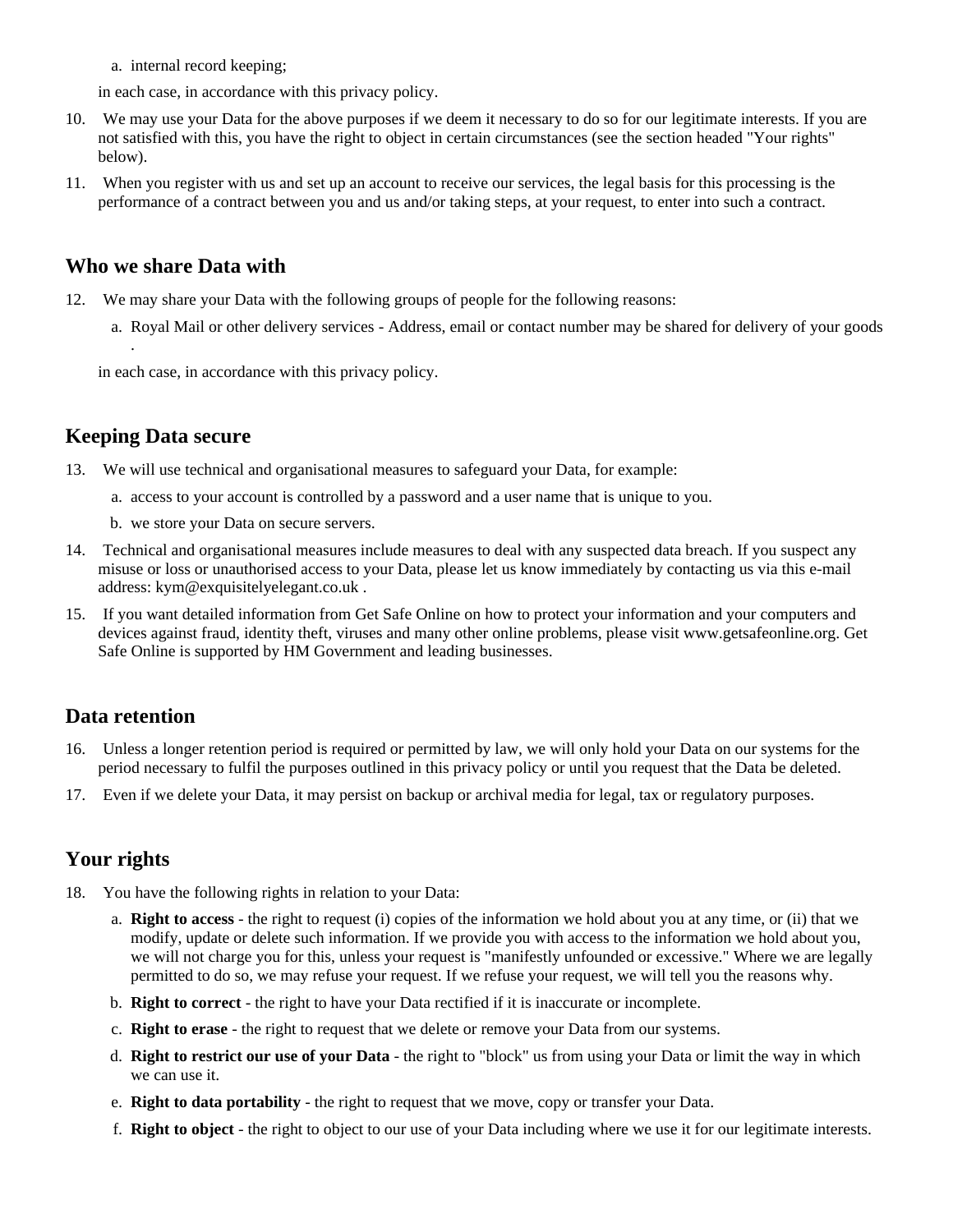a. internal record keeping;

in each case, in accordance with this privacy policy.

10. We may use your Data for the above purposes if we deem it necessary to do so for our legitimate interests. If you are not satisfied with this, you have the right to object in certain circumstances (see the section headed "Your rights" below).
11. When you register with us and set up an account to receive our services, the legal basis for this processing is the performance of a contract between you and us and/or taking steps, at your request, to enter into such a contract.

## Who we share Data with

12. We may share your Data with the following groups of people for the following reasons:
    a. Royal Mail or other delivery services - Address, email or contact number may be shared for delivery of your goods .

    in each case, in accordance with this privacy policy.

## Keeping Data secure

13. We will use technical and organisational measures to safeguard your Data, for example:
    a. access to your account is controlled by a password and a user name that is unique to you.
    b. we store your Data on secure servers.
14. Technical and organisational measures include measures to deal with any suspected data breach. If you suspect any misuse or loss or unauthorised access to your Data, please let us know immediately by contacting us via this e-mail address: kym@exquisitelyelegant.co.uk .
15. If you want detailed information from Get Safe Online on how to protect your information and your computers and devices against fraud, identity theft, viruses and many other online problems, please visit www.getsafeonline.org. Get Safe Online is supported by HM Government and leading businesses.

## Data retention

16. Unless a longer retention period is required or permitted by law, we will only hold your Data on our systems for the period necessary to fulfil the purposes outlined in this privacy policy or until you request that the Data be deleted.
17. Even if we delete your Data, it may persist on backup or archival media for legal, tax or regulatory purposes.

## Your rights

18. You have the following rights in relation to your Data:
    a. **Right to access** - the right to request (i) copies of the information we hold about you at any time, or (ii) that we modify, update or delete such information. If we provide you with access to the information we hold about you, we will not charge you for this, unless your request is "manifestly unfounded or excessive." Where we are legally permitted to do so, we may refuse your request. If we refuse your request, we will tell you the reasons why.
    b. **Right to correct** - the right to have your Data rectified if it is inaccurate or incomplete.
    c. **Right to erase** - the right to request that we delete or remove your Data from our systems.
    d. **Right to restrict our use of your Data** - the right to "block" us from using your Data or limit the way in which we can use it.
    e. **Right to data portability** - the right to request that we move, copy or transfer your Data.
    f. **Right to object** - the right to object to our use of your Data including where we use it for our legitimate interests.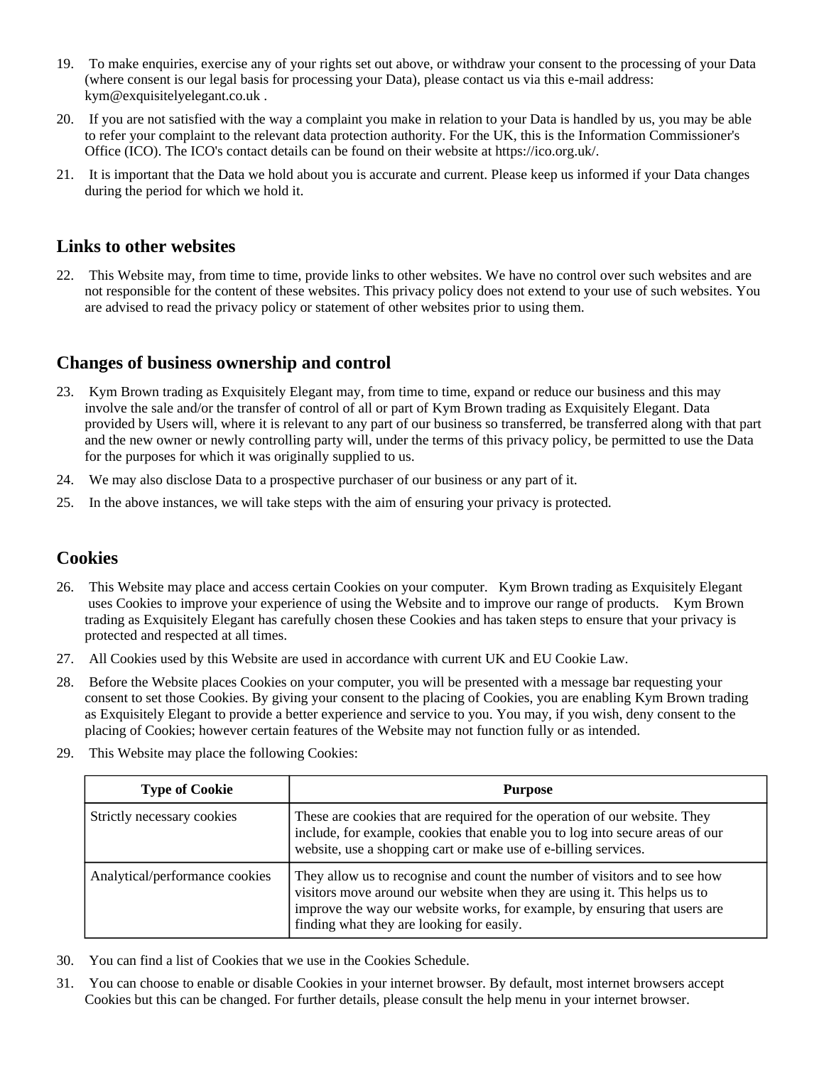19. To make enquiries, exercise any of your rights set out above, or withdraw your consent to the processing of your Data (where consent is our legal basis for processing your Data), please contact us via this e-mail address: kym@exquisitelyelegant.co.uk .

20. If you are not satisfied with the way a complaint you make in relation to your Data is handled by us, you may be able to refer your complaint to the relevant data protection authority. For the UK, this is the Information Commissioner's Office (ICO). The ICO's contact details can be found on their website at https://ico.org.uk/.

21. It is important that the Data we hold about you is accurate and current. Please keep us informed if your Data changes during the period for which we hold it.

## Links to other websites

22. This Website may, from time to time, provide links to other websites. We have no control over such websites and are not responsible for the content of these websites. This privacy policy does not extend to your use of such websites. You are advised to read the privacy policy or statement of other websites prior to using them.

## Changes of business ownership and control

23. Kym Brown trading as Exquisitely Elegant may, from time to time, expand or reduce our business and this may involve the sale and/or the transfer of control of all or part of Kym Brown trading as Exquisitely Elegant. Data provided by Users will, where it is relevant to any part of our business so transferred, be transferred along with that part and the new owner or newly controlling party will, under the terms of this privacy policy, be permitted to use the Data for the purposes for which it was originally supplied to us.

24. We may also disclose Data to a prospective purchaser of our business or any part of it.

25. In the above instances, we will take steps with the aim of ensuring your privacy is protected.

## Cookies

26. This Website may place and access certain Cookies on your computer. Kym Brown trading as Exquisitely Elegant uses Cookies to improve your experience of using the Website and to improve our range of products. Kym Brown trading as Exquisitely Elegant has carefully chosen these Cookies and has taken steps to ensure that your privacy is protected and respected at all times.

27. All Cookies used by this Website are used in accordance with current UK and EU Cookie Law.

28. Before the Website places Cookies on your computer, you will be presented with a message bar requesting your consent to set those Cookies. By giving your consent to the placing of Cookies, you are enabling Kym Brown trading as Exquisitely Elegant to provide a better experience and service to you. You may, if you wish, deny consent to the placing of Cookies; however certain features of the Website may not function fully or as intended.

29. This Website may place the following Cookies:

| Type of Cookie | Purpose |
|---|---|
| Strictly necessary cookies | These are cookies that are required for the operation of our website. They include, for example, cookies that enable you to log into secure areas of our website, use a shopping cart or make use of e-billing services. |
| Analytical/performance cookies | They allow us to recognise and count the number of visitors and to see how visitors move around our website when they are using it. This helps us to improve the way our website works, for example, by ensuring that users are finding what they are looking for easily. |

30. You can find a list of Cookies that we use in the Cookies Schedule.

31. You can choose to enable or disable Cookies in your internet browser. By default, most internet browsers accept Cookies but this can be changed. For further details, please consult the help menu in your internet browser.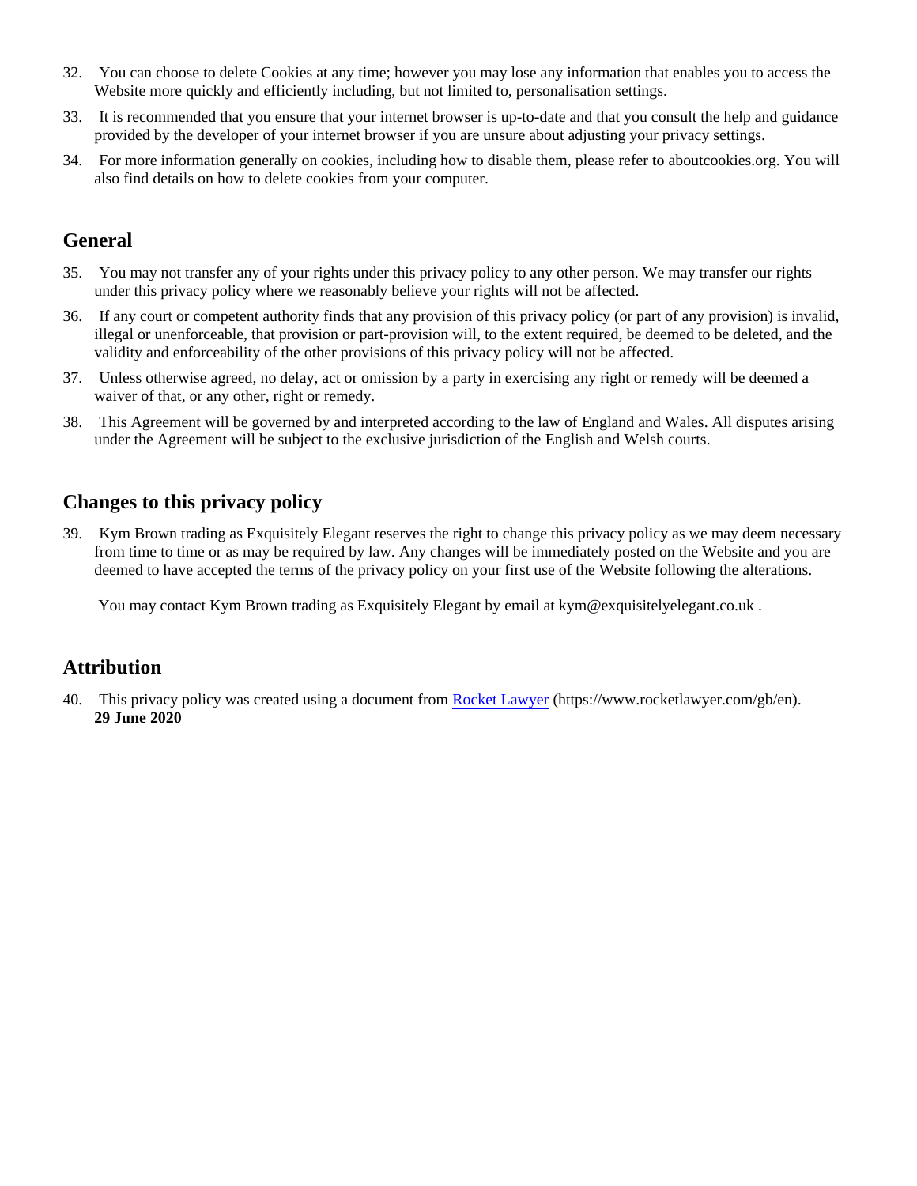32. You can choose to delete Cookies at any time; however you may lose any information that enables you to access the Website more quickly and efficiently including, but not limited to, personalisation settings.
33. It is recommended that you ensure that your internet browser is up-to-date and that you consult the help and guidance provided by the developer of your internet browser if you are unsure about adjusting your privacy settings.
34. For more information generally on cookies, including how to disable them, please refer to aboutcookies.org. You will also find details on how to delete cookies from your computer.

## General

35. You may not transfer any of your rights under this privacy policy to any other person. We may transfer our rights under this privacy policy where we reasonably believe your rights will not be affected.
36. If any court or competent authority finds that any provision of this privacy policy (or part of any provision) is invalid, illegal or unenforceable, that provision or part-provision will, to the extent required, be deemed to be deleted, and the validity and enforceability of the other provisions of this privacy policy will not be affected.
37. Unless otherwise agreed, no delay, act or omission by a party in exercising any right or remedy will be deemed a waiver of that, or any other, right or remedy.
38. This Agreement will be governed by and interpreted according to the law of England and Wales. All disputes arising under the Agreement will be subject to the exclusive jurisdiction of the English and Welsh courts.

## Changes to this privacy policy

39. Kym Brown trading as Exquisitely Elegant reserves the right to change this privacy policy as we may deem necessary from time to time or as may be required by law. Any changes will be immediately posted on the Website and you are deemed to have accepted the terms of the privacy policy on your first use of the Website following the alterations.

    You may contact Kym Brown trading as Exquisitely Elegant by email at kym@exquisitelyelegant.co.uk .

## Attribution

40. This privacy policy was created using a document from [Rocket Lawyer](https://www.rocketlawyer.com/gb/en) (https://www.rocketlawyer.com/gb/en).
    **29 June 2020**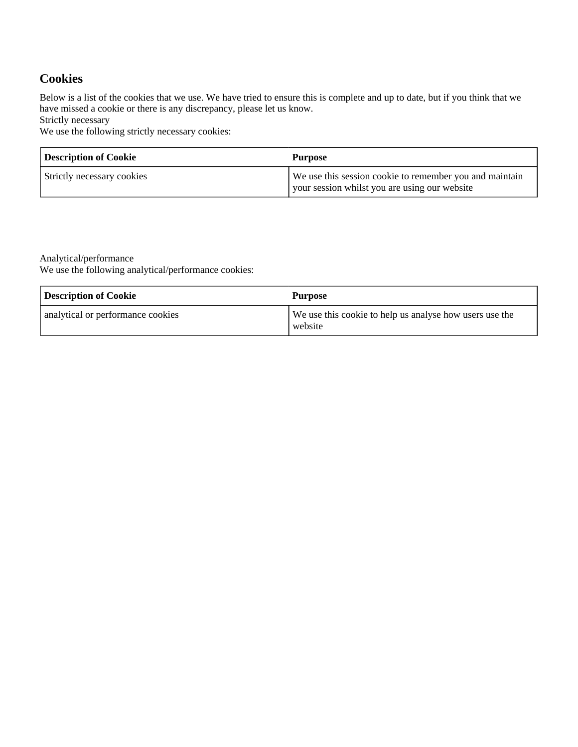## Cookies

Below is a list of the cookies that we use. We have tried to ensure this is complete and up to date, but if you think that we have missed a cookie or there is any discrepancy, please let us know.
Strictly necessary
We use the following strictly necessary cookies:

| **Description of Cookie** | **Purpose** |
| --- | --- |
| Strictly necessary cookies | We use this session cookie to remember you and maintain your session whilst you are using our website |

Analytical/performance
We use the following analytical/performance cookies:

| **Description of Cookie** | **Purpose** |
| --- | --- |
| analytical or performance cookies | We use this cookie to help us analyse how users use the website |